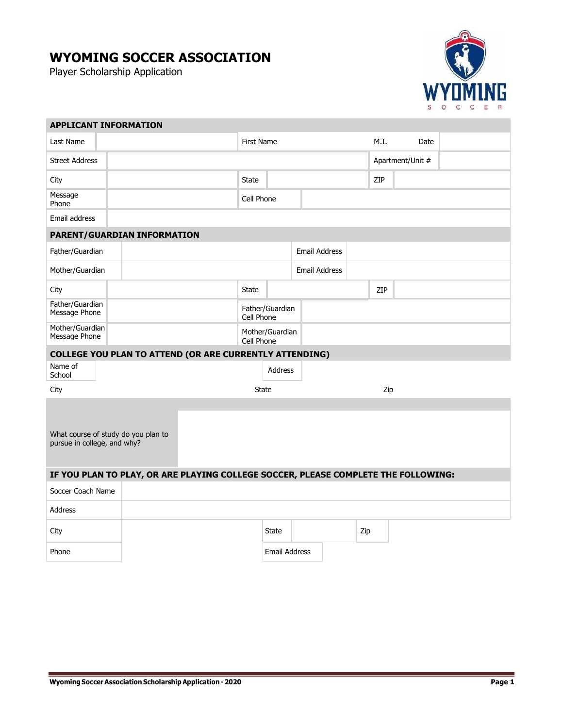# WYOMING SOCCER ASSOCIATION

Player Scholarship Application

## APPLICANT INFORMATION

| | | | | | |
|---|---|---|---|---|---|
| Last Name | | First Name | | M.I. | Date |
| Street Address | | | | Apartment/Unit # | |
| City | | State | | ZIP | |
| Message Phone | | Cell Phone | | | |
| Email address | | | | | |

## PARENT/GUARDIAN INFORMATION

| | | | | | |
|---|---|---|---|---|---|
| Father/Guardian | | Email Address | | | |
| Mother/Guardian | | Email Address | | | |
| City | | State | | ZIP | |
| Father/Guardian Message Phone | | Father/Guardian Cell Phone | | | |
| Mother/Guardian Message Phone | | Mother/Guardian Cell Phone | | | |

## COLLEGE YOU PLAN TO ATTEND (OR ARE CURRENTLY ATTENDING)

| | | | | | |
|---|---|---|---|---|---|
| Name of School | | Address | | | |
| City | | State | | Zip | |

| | |
|---|---|
| What course of study do you plan to pursue in college, and why? | |

## IF YOU PLAN TO PLAY, OR ARE PLAYING COLLEGE SOCCER, PLEASE COMPLETE THE FOLLOWING:

| | | | | | |
|---|---|---|---|---|---|
| Soccer Coach Name | | | | | |
| Address | | | | | |
| City | | State | | Zip | |
| Phone | | Email Address | | | |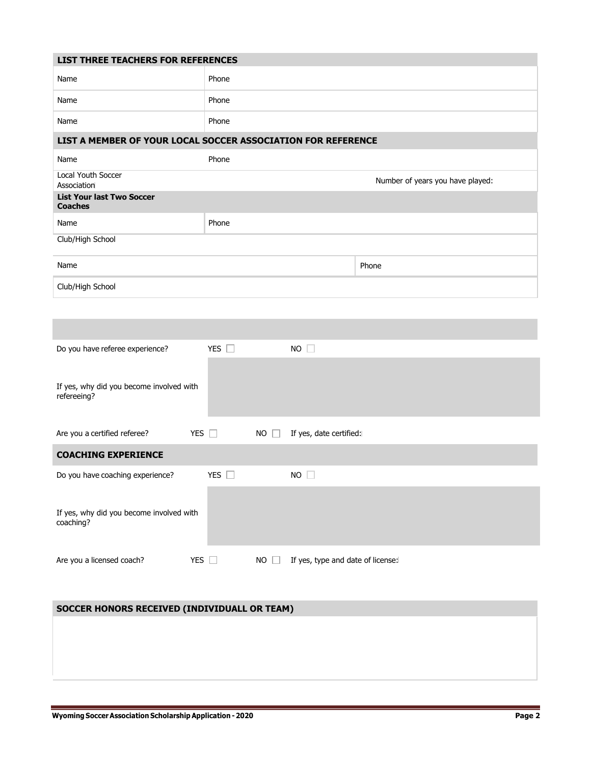## LIST THREE TEACHERS FOR REFERENCES

| | |
|---|---|
| Name | Phone |
| Name | Phone |
| Name | Phone |

## LIST A MEMBER OF YOUR LOCAL SOCCER ASSOCIATION FOR REFERENCE

| | |
|---|---|
| Name | Phone |
| Local Youth Soccer Association | Number of years you have played: |

## List Your last Two Soccer Coaches

| | |
|---|---|
| Name | Phone |
| Club/High School | |
| Name | Phone |
| Club/High School | |

Do you have referee experience? YES ☐ NO ☐

If yes, why did you become involved with refereeing?

Are you a certified referee? YES ☐ NO ☐ If yes, date certified:

## COACHING EXPERIENCE

Do you have coaching experience? YES ☐ NO ☐

If yes, why did you become involved with coaching?

Are you a licensed coach? YES ☐ NO ☐ If yes, type and date of license:

## SOCCER HONORS RECEIVED (INDIVIDUALL OR TEAM)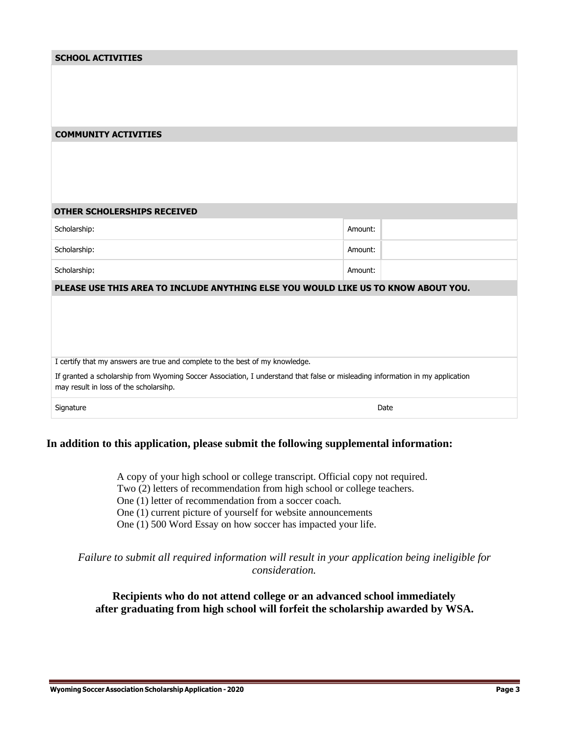**SCHOOL ACTIVITIES**

**COMMUNITY ACTIVITIES**

| **OTHER SCHOLERSHIPS RECEIVED** | | |
|---|---|---|
| Scholarship: | Amount: | |
| Scholarship: | Amount: | |
| Scholarship: | Amount: | |

**PLEASE USE THIS AREA TO INCLUDE ANYTHING ELSE YOU WOULD LIKE US TO KNOW ABOUT YOU.**

I certify that my answers are true and complete to the best of my knowledge.

If granted a scholarship from Wyoming Soccer Association, I understand that false or misleading information in my application may result in loss of the scholarsihp.

| | |
|---|---|
| Signature | Date |

**In addition to this application, please submit the following supplemental information:**

A copy of your high school or college transcript. Official copy not required.
Two (2) letters of recommendation from high school or college teachers.
One (1) letter of recommendation from a soccer coach.
One (1) current picture of yourself for website announcements
One (1) 500 Word Essay on how soccer has impacted your life.

*Failure to submit all required information will result in your application being ineligible for consideration.*

**Recipients who do not attend college or an advanced school immediately after graduating from high school will forfeit the scholarship awarded by WSA.**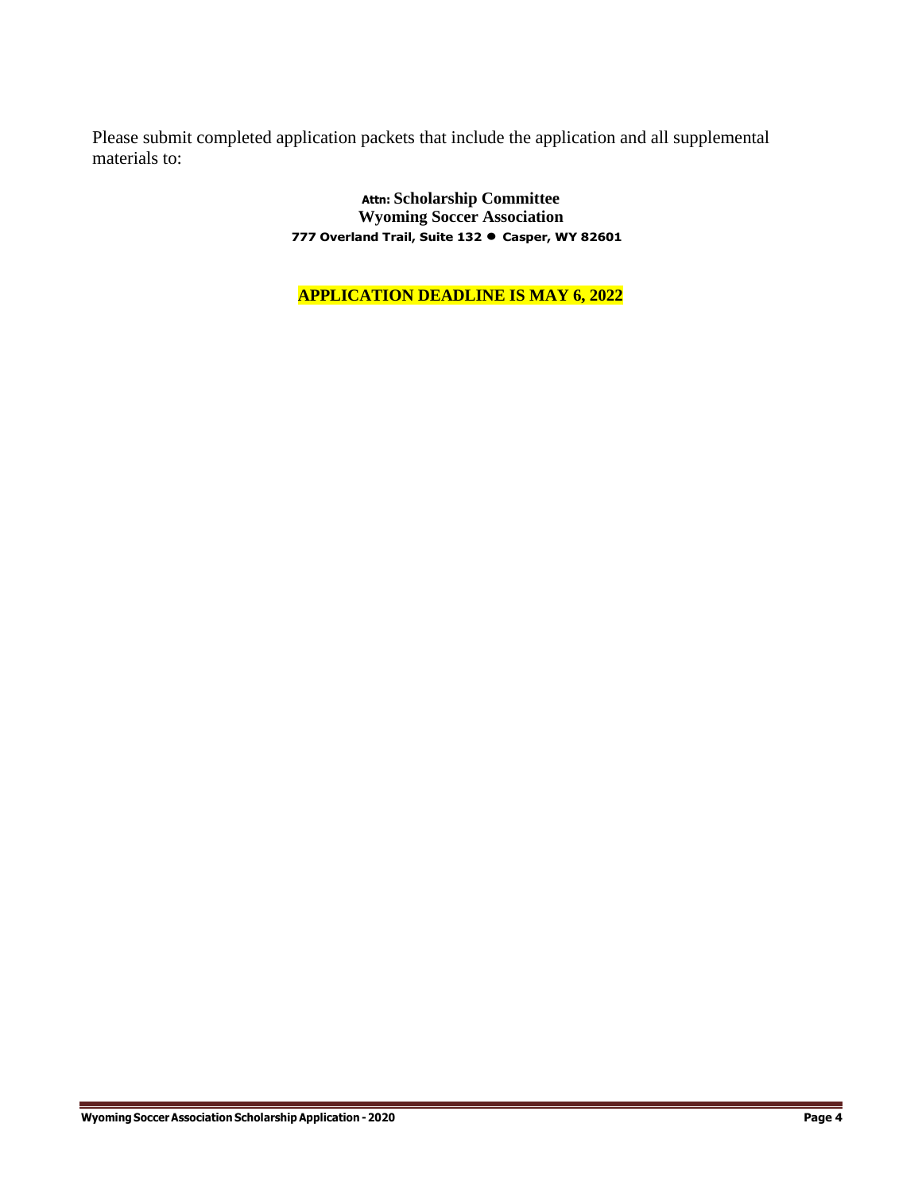Please submit completed application packets that include the application and all supplemental materials to:

**Attn: Scholarship Committee**
**Wyoming Soccer Association**
**777 Overland Trail, Suite 132 ● Casper, WY 82601**

**APPLICATION DEADLINE IS MAY 6, 2022**